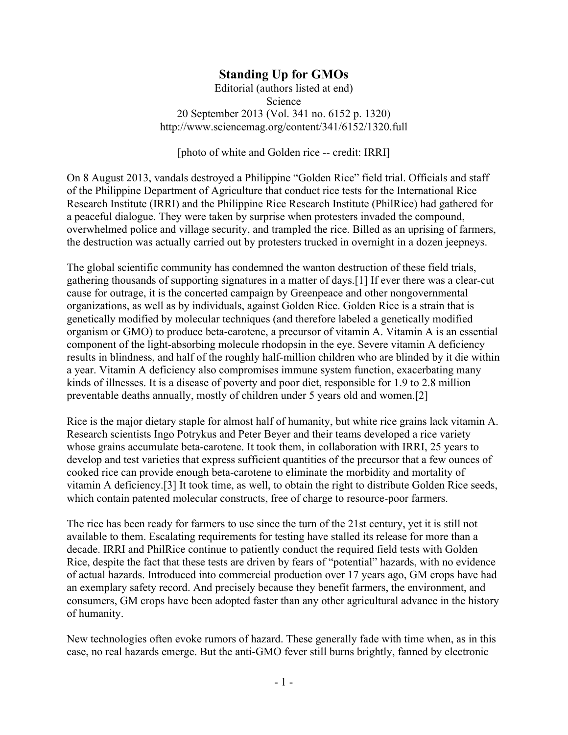# Standing Up for GMOs

Editorial (authors listed at end)
Science
20 September 2013 (Vol. 341 no. 6152 p. 1320)
http://www.sciencemag.org/content/341/6152/1320.full

[photo of white and Golden rice -- credit: IRRI]

On 8 August 2013, vandals destroyed a Philippine "Golden Rice" field trial. Officials and staff of the Philippine Department of Agriculture that conduct rice tests for the International Rice Research Institute (IRRI) and the Philippine Rice Research Institute (PhilRice) had gathered for a peaceful dialogue. They were taken by surprise when protesters invaded the compound, overwhelmed police and village security, and trampled the rice. Billed as an uprising of farmers, the destruction was actually carried out by protesters trucked in overnight in a dozen jeepneys.

The global scientific community has condemned the wanton destruction of these field trials, gathering thousands of supporting signatures in a matter of days.[1] If ever there was a clear-cut cause for outrage, it is the concerted campaign by Greenpeace and other nongovernmental organizations, as well as by individuals, against Golden Rice. Golden Rice is a strain that is genetically modified by molecular techniques (and therefore labeled a genetically modified organism or GMO) to produce beta-carotene, a precursor of vitamin A. Vitamin A is an essential component of the light-absorbing molecule rhodopsin in the eye. Severe vitamin A deficiency results in blindness, and half of the roughly half-million children who are blinded by it die within a year. Vitamin A deficiency also compromises immune system function, exacerbating many kinds of illnesses. It is a disease of poverty and poor diet, responsible for 1.9 to 2.8 million preventable deaths annually, mostly of children under 5 years old and women.[2]

Rice is the major dietary staple for almost half of humanity, but white rice grains lack vitamin A. Research scientists Ingo Potrykus and Peter Beyer and their teams developed a rice variety whose grains accumulate beta-carotene. It took them, in collaboration with IRRI, 25 years to develop and test varieties that express sufficient quantities of the precursor that a few ounces of cooked rice can provide enough beta-carotene to eliminate the morbidity and mortality of vitamin A deficiency.[3] It took time, as well, to obtain the right to distribute Golden Rice seeds, which contain patented molecular constructs, free of charge to resource-poor farmers.

The rice has been ready for farmers to use since the turn of the 21st century, yet it is still not available to them. Escalating requirements for testing have stalled its release for more than a decade. IRRI and PhilRice continue to patiently conduct the required field tests with Golden Rice, despite the fact that these tests are driven by fears of "potential" hazards, with no evidence of actual hazards. Introduced into commercial production over 17 years ago, GM crops have had an exemplary safety record. And precisely because they benefit farmers, the environment, and consumers, GM crops have been adopted faster than any other agricultural advance in the history of humanity.

New technologies often evoke rumors of hazard. These generally fade with time when, as in this case, no real hazards emerge. But the anti-GMO fever still burns brightly, fanned by electronic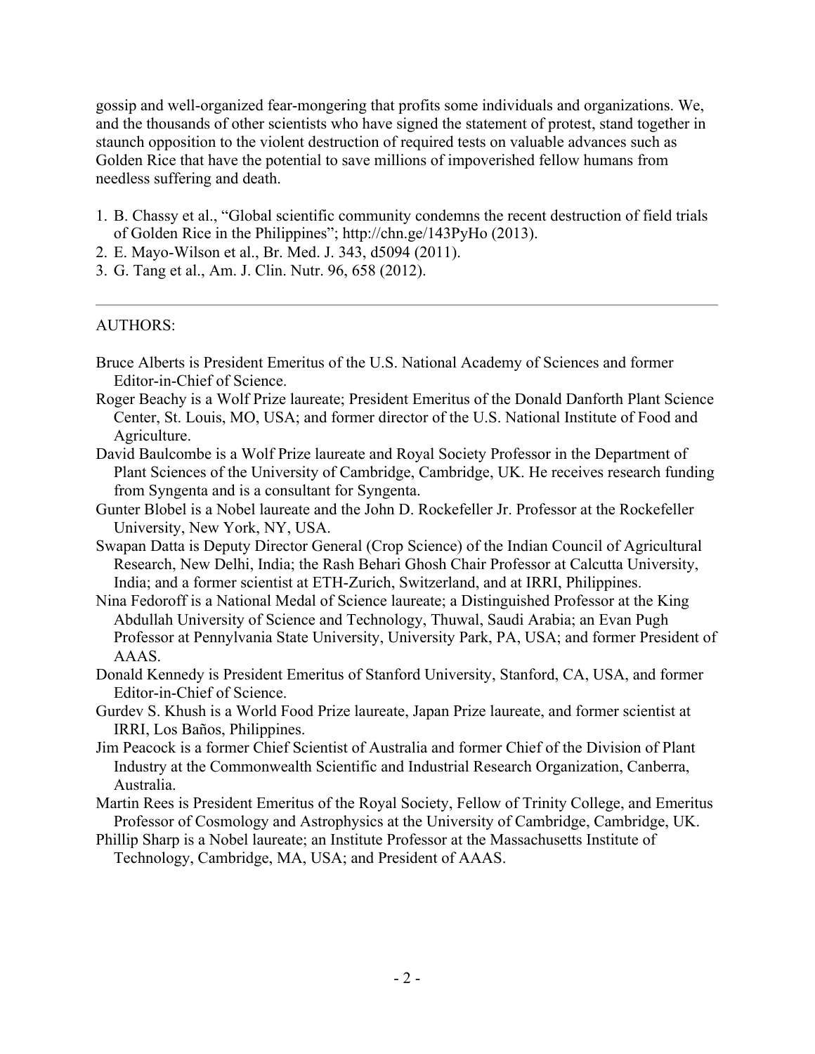gossip and well-organized fear-mongering that profits some individuals and organizations. We, and the thousands of other scientists who have signed the statement of protest, stand together in staunch opposition to the violent destruction of required tests on valuable advances such as Golden Rice that have the potential to save millions of impoverished fellow humans from needless suffering and death.

1. B. Chassy et al., "Global scientific community condemns the recent destruction of field trials of Golden Rice in the Philippines"; http://chn.ge/143PyHo (2013).
2. E. Mayo-Wilson et al., Br. Med. J. 343, d5094 (2011).
3. G. Tang et al., Am. J. Clin. Nutr. 96, 658 (2012).

---

AUTHORS:

Bruce Alberts is President Emeritus of the U.S. National Academy of Sciences and former Editor-in-Chief of Science.

Roger Beachy is a Wolf Prize laureate; President Emeritus of the Donald Danforth Plant Science Center, St. Louis, MO, USA; and former director of the U.S. National Institute of Food and Agriculture.

David Baulcombe is a Wolf Prize laureate and Royal Society Professor in the Department of Plant Sciences of the University of Cambridge, Cambridge, UK. He receives research funding from Syngenta and is a consultant for Syngenta.

Gunter Blobel is a Nobel laureate and the John D. Rockefeller Jr. Professor at the Rockefeller University, New York, NY, USA.

Swapan Datta is Deputy Director General (Crop Science) of the Indian Council of Agricultural Research, New Delhi, India; the Rash Behari Ghosh Chair Professor at Calcutta University, India; and a former scientist at ETH-Zurich, Switzerland, and at IRRI, Philippines.

Nina Fedoroff is a National Medal of Science laureate; a Distinguished Professor at the King Abdullah University of Science and Technology, Thuwal, Saudi Arabia; an Evan Pugh Professor at Pennylvania State University, University Park, PA, USA; and former President of AAAS.

Donald Kennedy is President Emeritus of Stanford University, Stanford, CA, USA, and former Editor-in-Chief of Science.

Gurdev S. Khush is a World Food Prize laureate, Japan Prize laureate, and former scientist at IRRI, Los Baños, Philippines.

Jim Peacock is a former Chief Scientist of Australia and former Chief of the Division of Plant Industry at the Commonwealth Scientific and Industrial Research Organization, Canberra, Australia.

Martin Rees is President Emeritus of the Royal Society, Fellow of Trinity College, and Emeritus Professor of Cosmology and Astrophysics at the University of Cambridge, Cambridge, UK.

Phillip Sharp is a Nobel laureate; an Institute Professor at the Massachusetts Institute of Technology, Cambridge, MA, USA; and President of AAAS.